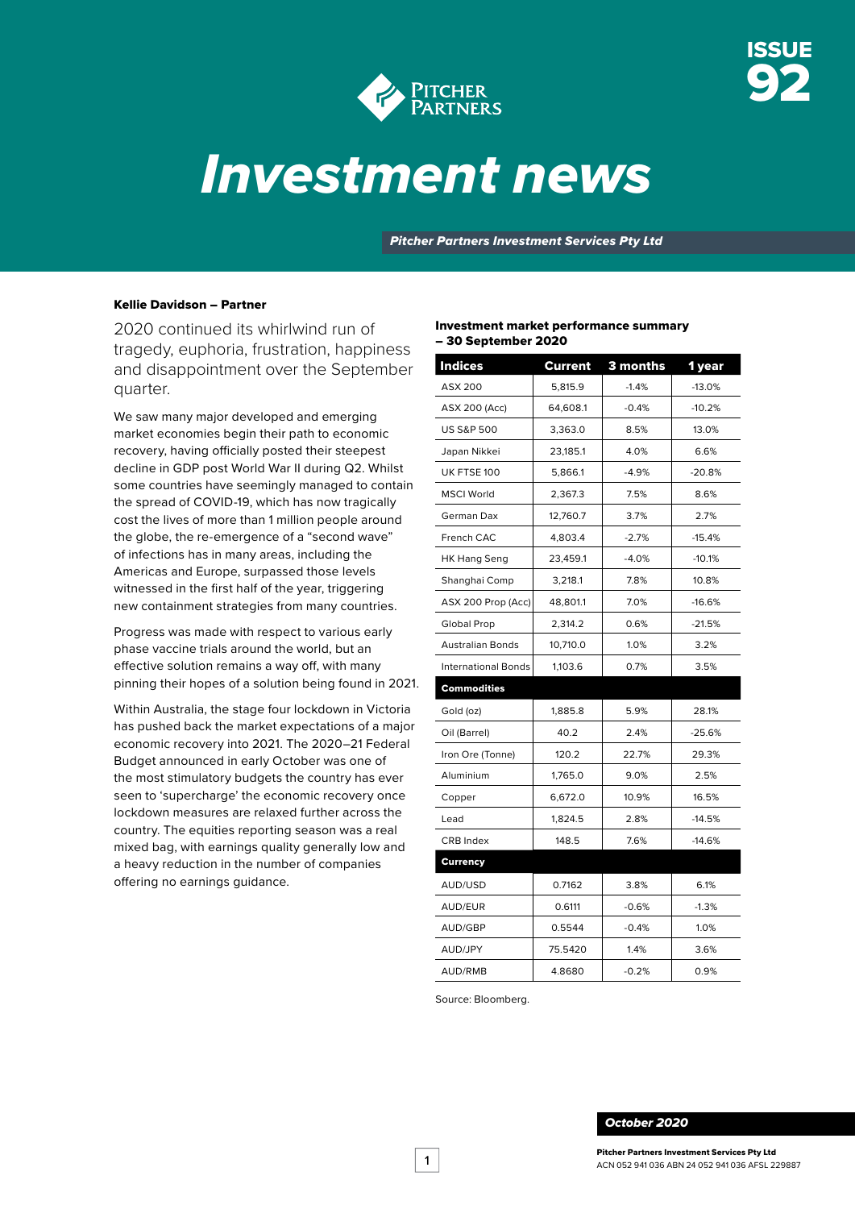# Investment news

**ISSUE 92**

***Pitcher Partners Investment Services Pty Ltd***

**Kellie Davidson – Partner**

2020 continued its whirlwind run of tragedy, euphoria, frustration, happiness and disappointment over the September quarter.

We saw many major developed and emerging market economies begin their path to economic recovery, having officially posted their steepest decline in GDP post World War II during Q2. Whilst some countries have seemingly managed to contain the spread of COVID-19, which has now tragically cost the lives of more than 1 million people around the globe, the re-emergence of a "second wave" of infections has in many areas, including the Americas and Europe, surpassed those levels witnessed in the first half of the year, triggering new containment strategies from many countries.

Progress was made with respect to various early phase vaccine trials around the world, but an effective solution remains a way off, with many pinning their hopes of a solution being found in 2021.

Within Australia, the stage four lockdown in Victoria has pushed back the market expectations of a major economic recovery into 2021. The 2020–21 Federal Budget announced in early October was one of the most stimulatory budgets the country has ever seen to 'supercharge' the economic recovery once lockdown measures are relaxed further across the country. The equities reporting season was a real mixed bag, with earnings quality generally low and a heavy reduction in the number of companies offering no earnings guidance.

**Investment market performance summary – 30 September 2020**

| Indices | Current | 3 months | 1 year |
|---|---|---|---|
| ASX 200 | 5,815.9 | -1.4% | -13.0% |
| ASX 200 (Acc) | 64,608.1 | -0.4% | -10.2% |
| US S&P 500 | 3,363.0 | 8.5% | 13.0% |
| Japan Nikkei | 23,185.1 | 4.0% | 6.6% |
| UK FTSE 100 | 5,866.1 | -4.9% | -20.8% |
| MSCI World | 2,367.3 | 7.5% | 8.6% |
| German Dax | 12,760.7 | 3.7% | 2.7% |
| French CAC | 4,803.4 | -2.7% | -15.4% |
| HK Hang Seng | 23,459.1 | -4.0% | -10.1% |
| Shanghai Comp | 3,218.1 | 7.8% | 10.8% |
| ASX 200 Prop (Acc) | 48,801.1 | 7.0% | -16.6% |
| Global Prop | 2,314.2 | 0.6% | -21.5% |
| Australian Bonds | 10,710.0 | 1.0% | 3.2% |
| International Bonds | 1,103.6 | 0.7% | 3.5% |
| **Commodities** | | | |
| Gold (oz) | 1,885.8 | 5.9% | 28.1% |
| Oil (Barrel) | 40.2 | 2.4% | -25.6% |
| Iron Ore (Tonne) | 120.2 | 22.7% | 29.3% |
| Aluminium | 1,765.0 | 9.0% | 2.5% |
| Copper | 6,672.0 | 10.9% | 16.5% |
| Lead | 1,824.5 | 2.8% | -14.5% |
| CRB Index | 148.5 | 7.6% | -14.6% |
| **Currency** | | | |
| AUD/USD | 0.7162 | 3.8% | 6.1% |
| AUD/EUR | 0.6111 | -0.6% | -1.3% |
| AUD/GBP | 0.5544 | -0.4% | 1.0% |
| AUD/JPY | 75.5420 | 1.4% | 3.6% |
| AUD/RMB | 4.8680 | -0.2% | 0.9% |

Source: Bloomberg.

***October 2020***

**Pitcher Partners Investment Services Pty Ltd**
ACN 052 941 036 ABN 24 052 941 036 AFSL 229887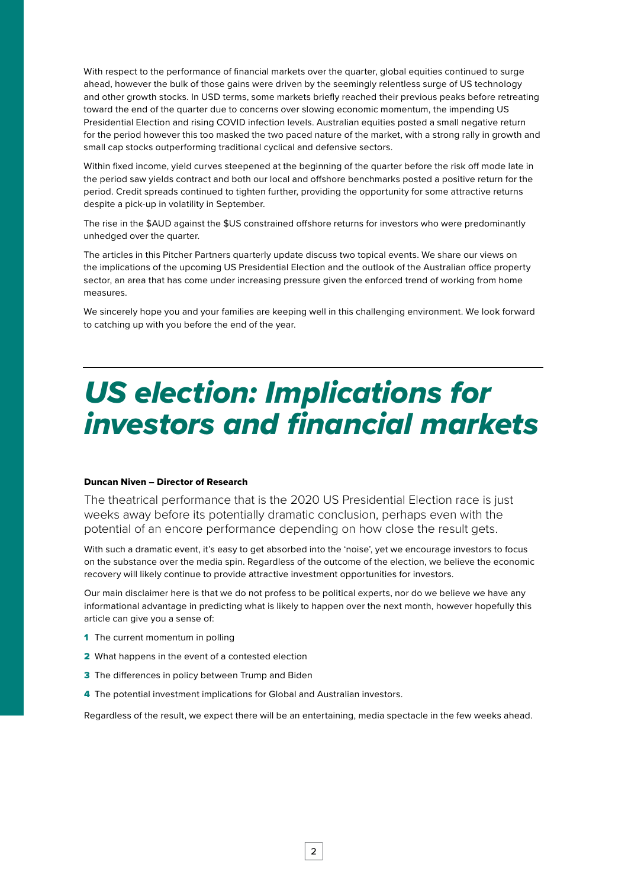With respect to the performance of financial markets over the quarter, global equities continued to surge ahead, however the bulk of those gains were driven by the seemingly relentless surge of US technology and other growth stocks. In USD terms, some markets briefly reached their previous peaks before retreating toward the end of the quarter due to concerns over slowing economic momentum, the impending US Presidential Election and rising COVID infection levels. Australian equities posted a small negative return for the period however this too masked the two paced nature of the market, with a strong rally in growth and small cap stocks outperforming traditional cyclical and defensive sectors.

Within fixed income, yield curves steepened at the beginning of the quarter before the risk off mode late in the period saw yields contract and both our local and offshore benchmarks posted a positive return for the period. Credit spreads continued to tighten further, providing the opportunity for some attractive returns despite a pick-up in volatility in September.

The rise in the $AUD against the $US constrained offshore returns for investors who were predominantly unhedged over the quarter.

The articles in this Pitcher Partners quarterly update discuss two topical events. We share our views on the implications of the upcoming US Presidential Election and the outlook of the Australian office property sector, an area that has come under increasing pressure given the enforced trend of working from home measures.

We sincerely hope you and your families are keeping well in this challenging environment. We look forward to catching up with you before the end of the year.

---

# *US election: Implications for investors and financial markets*

**Duncan Niven – Director of Research**

The theatrical performance that is the 2020 US Presidential Election race is just weeks away before its potentially dramatic conclusion, perhaps even with the potential of an encore performance depending on how close the result gets.

With such a dramatic event, it's easy to get absorbed into the 'noise', yet we encourage investors to focus on the substance over the media spin. Regardless of the outcome of the election, we believe the economic recovery will likely continue to provide attractive investment opportunities for investors.

Our main disclaimer here is that we do not profess to be political experts, nor do we believe we have any informational advantage in predicting what is likely to happen over the next month, however hopefully this article can give you a sense of:

1. The current momentum in polling
2. What happens in the event of a contested election
3. The differences in policy between Trump and Biden
4. The potential investment implications for Global and Australian investors.

Regardless of the result, we expect there will be an entertaining, media spectacle in the few weeks ahead.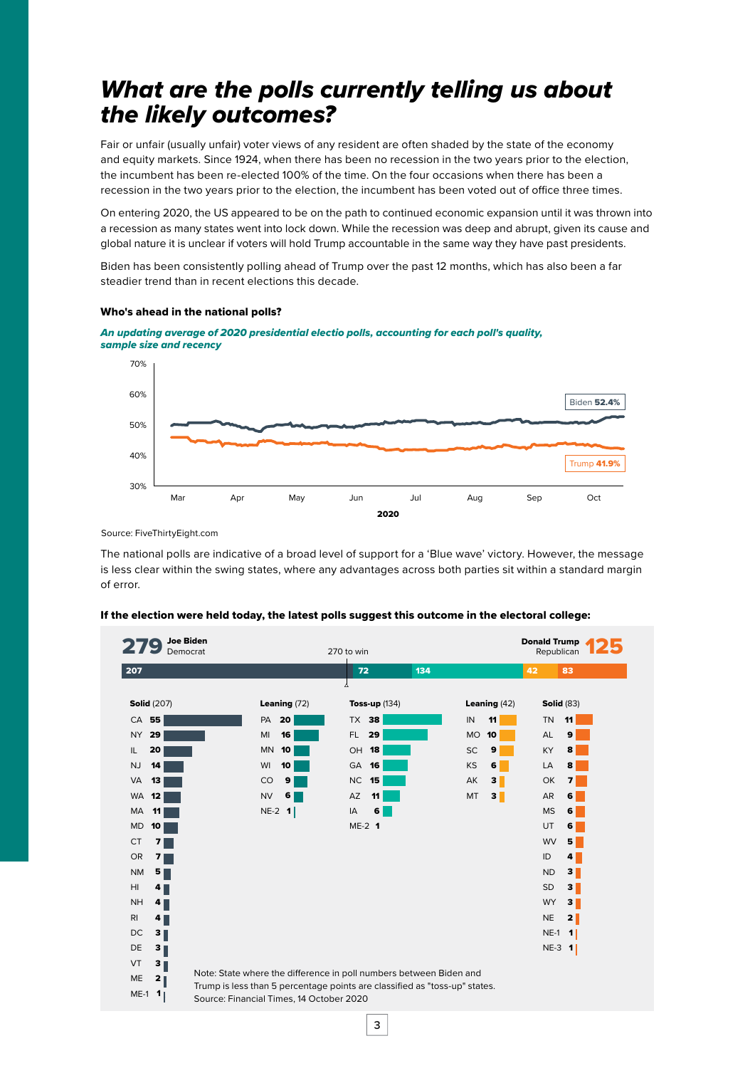# *What are the polls currently telling us about the likely outcomes?*

Fair or unfair (usually unfair) voter views of any resident are often shaded by the state of the economy and equity markets. Since 1924, when there has been no recession in the two years prior to the election, the incumbent has been re-elected 100% of the time. On the four occasions when there has been a recession in the two years prior to the election, the incumbent has been voted out of office three times.

On entering 2020, the US appeared to be on the path to continued economic expansion until it was thrown into a recession as many states went into lock down. While the recession was deep and abrupt, given its cause and global nature it is unclear if voters will hold Trump accountable in the same way they have past presidents.

Biden has been consistently polling ahead of Trump over the past 12 months, which has also been a far steadier trend than in recent elections this decade.

**Who's ahead in the national polls?**

***An updating average of 2020 presidential electio polls, accounting for each poll's quality, sample size and recency***

Biden **52.4%**

Trump **41.9%**

Source: FiveThirtyEight.com

The national polls are indicative of a broad level of support for a 'Blue wave' victory. However, the message is less clear within the swing states, where any advantages across both parties sit within a standard margin of error.

**If the election were held today, the latest polls suggest this outcome in the electoral college:**

**279** Joe Biden, Democrat — 270 to win — Donald Trump, Republican **125**

| **Solid** (207) | | **Leaning** (72) | | **Toss-up** (134) | | **Leaning** (42) | | **Solid** (83) | |
|---|---|---|---|---|---|---|---|---|---|
| CA | 55 | PA | 20 | TX | 38 | IN | 11 | TN | 11 |
| NY | 29 | MI | 16 | FL | 29 | MO | 10 | AL | 9 |
| IL | 20 | MN | 10 | OH | 18 | SC | 9 | KY | 8 |
| NJ | 14 | WI | 10 | GA | 16 | KS | 6 | LA | 8 |
| VA | 13 | CO | 9 | NC | 15 | AK | 3 | OK | 7 |
| WA | 12 | NV | 6 | AZ | 11 | MT | 3 | AR | 6 |
| MA | 11 | NE-2 | 1 | IA | 6 | | | MS | 6 |
| MD | 10 | | | ME-2 | 1 | | | UT | 6 |
| CT | 7 | | | | | | | WV | 5 |
| OR | 7 | | | | | | | ID | 4 |
| NM | 5 | | | | | | | ND | 3 |
| HI | 4 | | | | | | | SD | 3 |
| NH | 4 | | | | | | | WY | 3 |
| RI | 4 | | | | | | | NE | 2 |
| DC | 3 | | | | | | | NE-1 | 1 |
| DE | 3 | | | | | | | NE-3 | 1 |
| VT | 3 | | | | | | | | |
| ME | 2 | | | | | | | | |
| ME-1 | 1 | | | | | | | | |

Note: State where the difference in poll numbers between Biden and Trump is less than 5 percentage points are classified as "toss-up" states.
Source: Financial Times, 14 October 2020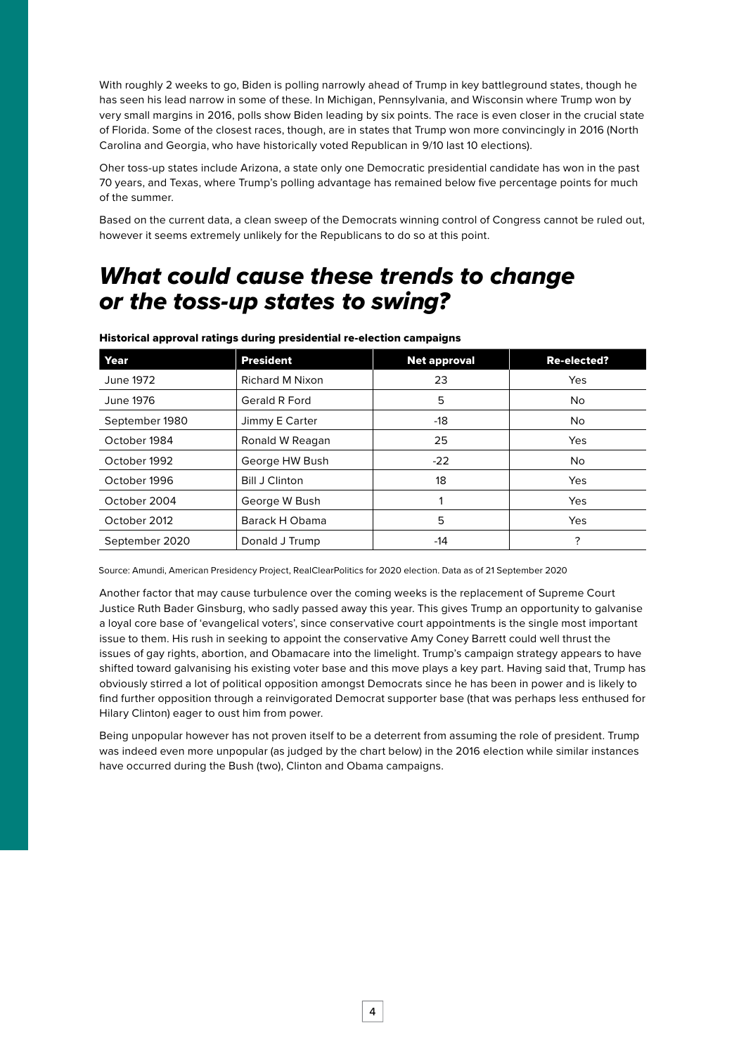With roughly 2 weeks to go, Biden is polling narrowly ahead of Trump in key battleground states, though he has seen his lead narrow in some of these. In Michigan, Pennsylvania, and Wisconsin where Trump won by very small margins in 2016, polls show Biden leading by six points. The race is even closer in the crucial state of Florida. Some of the closest races, though, are in states that Trump won more convincingly in 2016 (North Carolina and Georgia, who have historically voted Republican in 9/10 last 10 elections).

Oher toss-up states include Arizona, a state only one Democratic presidential candidate has won in the past 70 years, and Texas, where Trump's polling advantage has remained below five percentage points for much of the summer.

Based on the current data, a clean sweep of the Democrats winning control of Congress cannot be ruled out, however it seems extremely unlikely for the Republicans to do so at this point.

## *What could cause these trends to change or the toss-up states to swing?*

**Historical approval ratings during presidential re-election campaigns**

| Year | President | Net approval | Re-elected? |
|---|---|---|---|
| June 1972 | Richard M Nixon | 23 | Yes |
| June 1976 | Gerald R Ford | 5 | No |
| September 1980 | Jimmy E Carter | -18 | No |
| October 1984 | Ronald W Reagan | 25 | Yes |
| October 1992 | George HW Bush | -22 | No |
| October 1996 | Bill J Clinton | 18 | Yes |
| October 2004 | George W Bush | 1 | Yes |
| October 2012 | Barack H Obama | 5 | Yes |
| September 2020 | Donald J Trump | -14 | ? |

Source: Amundi, American Presidency Project, RealClearPolitics for 2020 election. Data as of 21 September 2020

Another factor that may cause turbulence over the coming weeks is the replacement of Supreme Court Justice Ruth Bader Ginsburg, who sadly passed away this year. This gives Trump an opportunity to galvanise a loyal core base of 'evangelical voters', since conservative court appointments is the single most important issue to them. His rush in seeking to appoint the conservative Amy Coney Barrett could well thrust the issues of gay rights, abortion, and Obamacare into the limelight. Trump's campaign strategy appears to have shifted toward galvanising his existing voter base and this move plays a key part. Having said that, Trump has obviously stirred a lot of political opposition amongst Democrats since he has been in power and is likely to find further opposition through a reinvigorated Democrat supporter base (that was perhaps less enthused for Hilary Clinton) eager to oust him from power.

Being unpopular however has not proven itself to be a deterrent from assuming the role of president. Trump was indeed even more unpopular (as judged by the chart below) in the 2016 election while similar instances have occurred during the Bush (two), Clinton and Obama campaigns.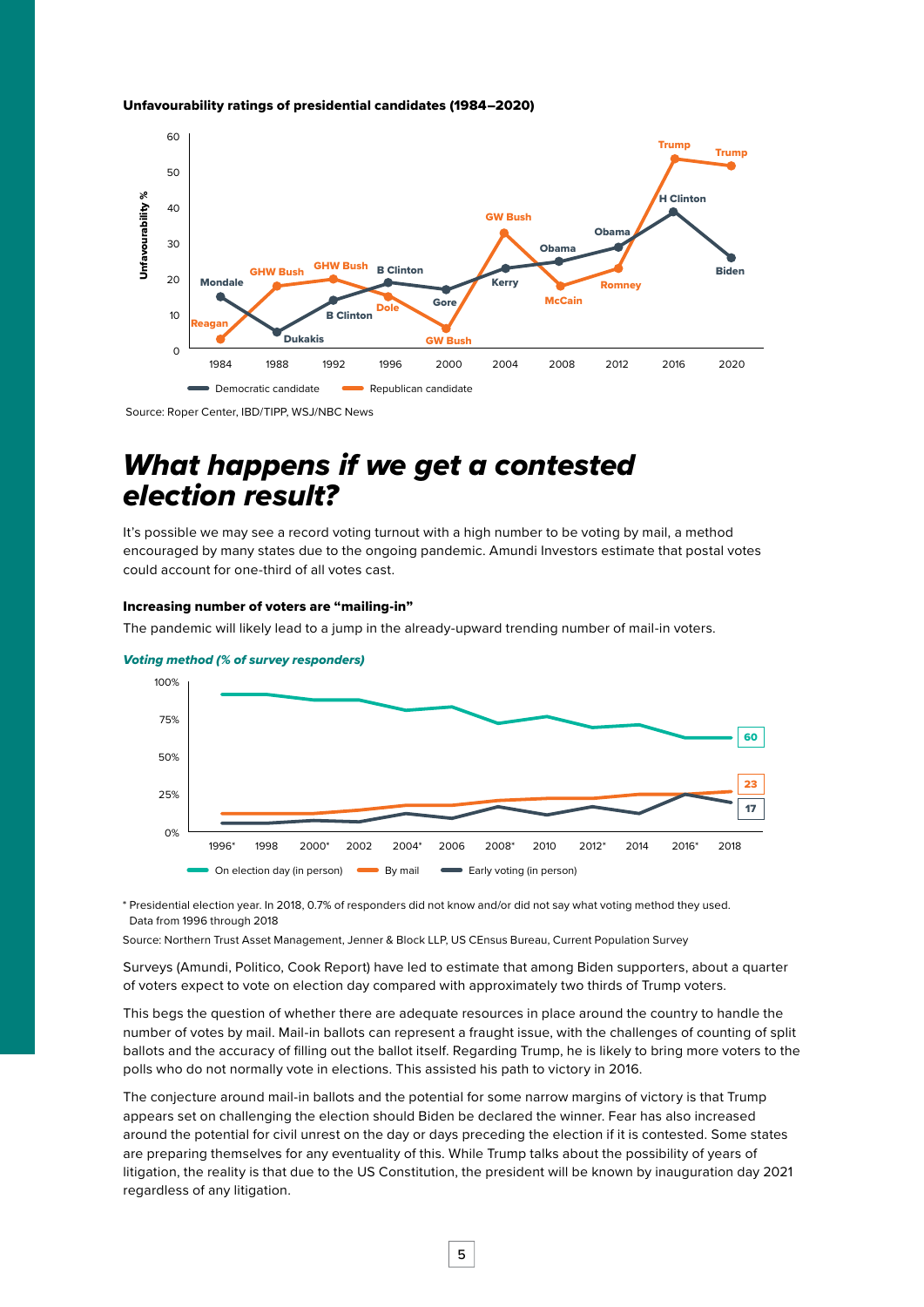**Unfavourability ratings of presidential candidates (1984–2020)**

Source: Roper Center, IBD/TIPP, WSJ/NBC News

# *What happens if we get a contested election result?*

It's possible we may see a record voting turnout with a high number to be voting by mail, a method encouraged by many states due to the ongoing pandemic. Amundi Investors estimate that postal votes could account for one-third of all votes cast.

### Increasing number of voters are "mailing-in"

The pandemic will likely lead to a jump in the already-upward trending number of mail-in voters.

***Voting method (% of survey responders)***

\* Presidential election year. In 2018, 0.7% of responders did not know and/or did not say what voting method they used. Data from 1996 through 2018

Source: Northern Trust Asset Management, Jenner & Block LLP, US CEnsus Bureau, Current Population Survey

Surveys (Amundi, Politico, Cook Report) have led to estimate that among Biden supporters, about a quarter of voters expect to vote on election day compared with approximately two thirds of Trump voters.

This begs the question of whether there are adequate resources in place around the country to handle the number of votes by mail. Mail-in ballots can represent a fraught issue, with the challenges of counting of split ballots and the accuracy of filling out the ballot itself. Regarding Trump, he is likely to bring more voters to the polls who do not normally vote in elections. This assisted his path to victory in 2016.

The conjecture around mail-in ballots and the potential for some narrow margins of victory is that Trump appears set on challenging the election should Biden be declared the winner. Fear has also increased around the potential for civil unrest on the day or days preceding the election if it is contested. Some states are preparing themselves for any eventuality of this. While Trump talks about the possibility of years of litigation, the reality is that due to the US Constitution, the president will be known by inauguration day 2021 regardless of any litigation.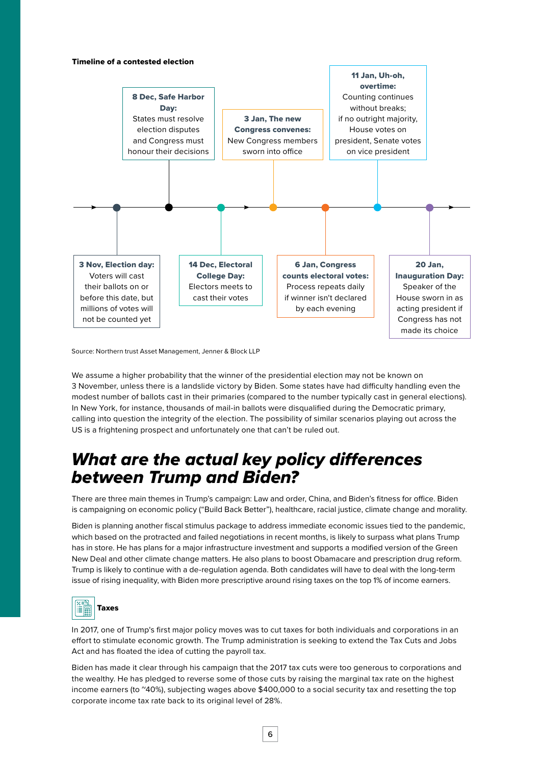**Timeline of a contested election**

- **3 Nov, Election day:** Voters will cast their ballots on or before this date, but millions of votes will not be counted yet
- **8 Dec, Safe Harbor Day:** States must resolve election disputes and Congress must honour their decisions
- **14 Dec, Electoral College Day:** Electors meets to cast their votes
- **3 Jan, The new Congress convenes:** New Congress members sworn into office
- **6 Jan, Congress counts electoral votes:** Process repeats daily if winner isn't declared by each evening
- **11 Jan, Uh-oh, overtime:** Counting continues without breaks; if no outright majority, House votes on president, Senate votes on vice president
- **20 Jan, Inauguration Day:** Speaker of the House sworn in as acting president if Congress has not made its choice

Source: Northern trust Asset Management, Jenner & Block LLP

We assume a higher probability that the winner of the presidential election may not be known on 3 November, unless there is a landslide victory by Biden. Some states have had difficulty handling even the modest number of ballots cast in their primaries (compared to the number typically cast in general elections). In New York, for instance, thousands of mail-in ballots were disqualified during the Democratic primary, calling into question the integrity of the election. The possibility of similar scenarios playing out across the US is a frightening prospect and unfortunately one that can't be ruled out.

## *What are the actual key policy differences between Trump and Biden?*

There are three main themes in Trump's campaign: Law and order, China, and Biden's fitness for office. Biden is campaigning on economic policy ("Build Back Better"), healthcare, racial justice, climate change and morality.

Biden is planning another fiscal stimulus package to address immediate economic issues tied to the pandemic, which based on the protracted and failed negotiations in recent months, is likely to surpass what plans Trump has in store. He has plans for a major infrastructure investment and supports a modified version of the Green New Deal and other climate change matters. He also plans to boost Obamacare and prescription drug reform. Trump is likely to continue with a de-regulation agenda. Both candidates will have to deal with the long-term issue of rising inequality, with Biden more prescriptive around rising taxes on the top 1% of income earners.

### Taxes

In 2017, one of Trump's first major policy moves was to cut taxes for both individuals and corporations in an effort to stimulate economic growth. The Trump administration is seeking to extend the Tax Cuts and Jobs Act and has floated the idea of cutting the payroll tax.

Biden has made it clear through his campaign that the 2017 tax cuts were too generous to corporations and the wealthy. He has pledged to reverse some of those cuts by raising the marginal tax rate on the highest income earners (to ~40%), subjecting wages above $400,000 to a social security tax and resetting the top corporate income tax rate back to its original level of 28%.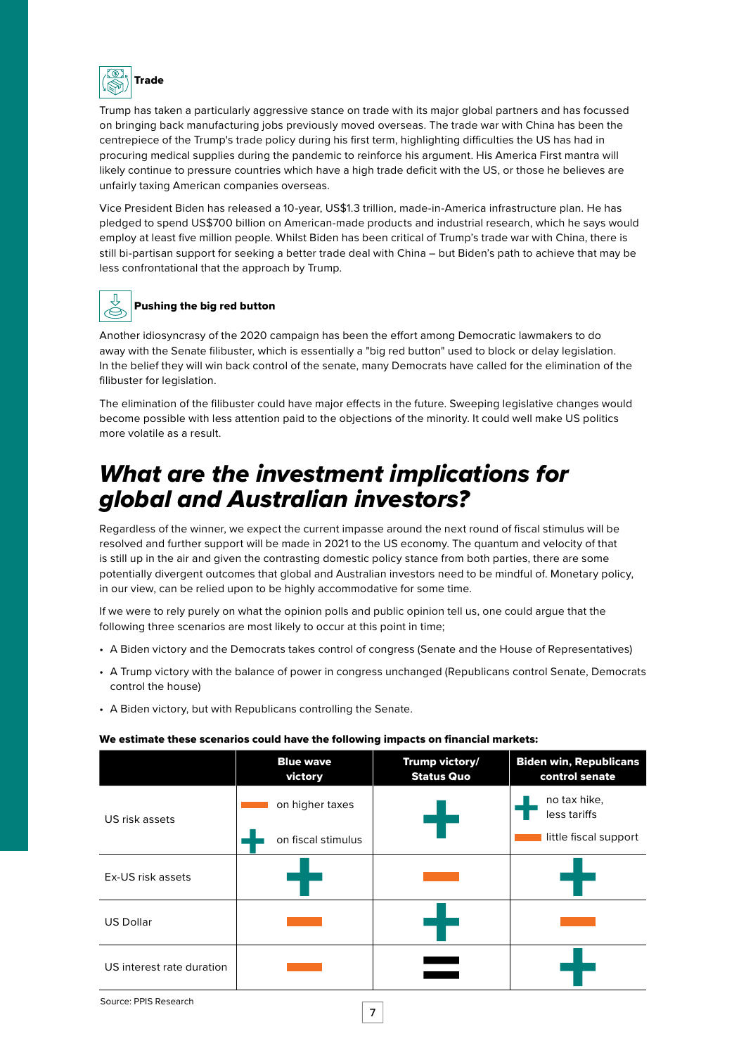### Trade

Trump has taken a particularly aggressive stance on trade with its major global partners and has focussed on bringing back manufacturing jobs previously moved overseas. The trade war with China has been the centrepiece of the Trump's trade policy during his first term, highlighting difficulties the US has had in procuring medical supplies during the pandemic to reinforce his argument. His America First mantra will likely continue to pressure countries which have a high trade deficit with the US, or those he believes are unfairly taxing American companies overseas.

Vice President Biden has released a 10-year, US$1.3 trillion, made-in-America infrastructure plan. He has pledged to spend US$700 billion on American-made products and industrial research, which he says would employ at least five million people. Whilst Biden has been critical of Trump's trade war with China, there is still bi-partisan support for seeking a better trade deal with China – but Biden's path to achieve that may be less confrontational that the approach by Trump.

### Pushing the big red button

Another idiosyncrasy of the 2020 campaign has been the effort among Democratic lawmakers to do away with the Senate filibuster, which is essentially a "big red button" used to block or delay legislation. In the belief they will win back control of the senate, many Democrats have called for the elimination of the filibuster for legislation.

The elimination of the filibuster could have major effects in the future. Sweeping legislative changes would become possible with less attention paid to the objections of the minority. It could well make US politics more volatile as a result.

## *What are the investment implications for global and Australian investors?*

Regardless of the winner, we expect the current impasse around the next round of fiscal stimulus will be resolved and further support will be made in 2021 to the US economy. The quantum and velocity of that is still up in the air and given the contrasting domestic policy stance from both parties, there are some potentially divergent outcomes that global and Australian investors need to be mindful of. Monetary policy, in our view, can be relied upon to be highly accommodative for some time.

If we were to rely purely on what the opinion polls and public opinion tell us, one could argue that the following three scenarios are most likely to occur at this point in time;

- A Biden victory and the Democrats takes control of congress (Senate and the House of Representatives)
- A Trump victory with the balance of power in congress unchanged (Republicans control Senate, Democrats control the house)
- A Biden victory, but with Republicans controlling the Senate.

**We estimate these scenarios could have the following impacts on financial markets:**

| | Blue wave victory | Trump victory/ Status Quo | Biden win, Republicans control senate |
|---|---|---|---|
| US risk assets | − on higher taxes<br>+ on fiscal stimulus | + | + no tax hike, less tariffs<br>− little fiscal support |
| Ex-US risk assets | + | − | + |
| US Dollar | − | + | − |
| US interest rate duration | − | = | + |

Source: PPIS Research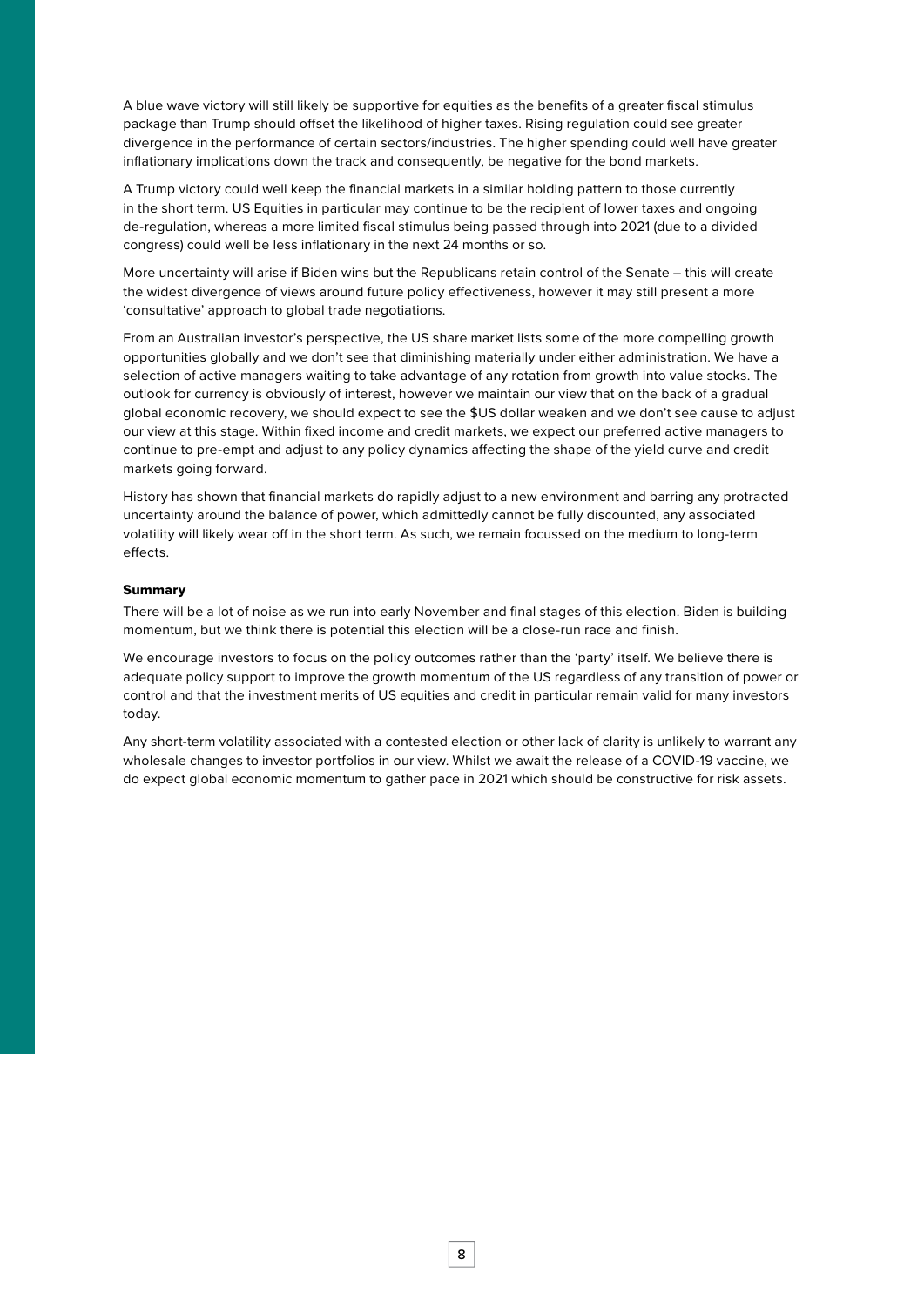A blue wave victory will still likely be supportive for equities as the benefits of a greater fiscal stimulus package than Trump should offset the likelihood of higher taxes. Rising regulation could see greater divergence in the performance of certain sectors/industries. The higher spending could well have greater inflationary implications down the track and consequently, be negative for the bond markets.

A Trump victory could well keep the financial markets in a similar holding pattern to those currently in the short term. US Equities in particular may continue to be the recipient of lower taxes and ongoing de-regulation, whereas a more limited fiscal stimulus being passed through into 2021 (due to a divided congress) could well be less inflationary in the next 24 months or so.

More uncertainty will arise if Biden wins but the Republicans retain control of the Senate – this will create the widest divergence of views around future policy effectiveness, however it may still present a more 'consultative' approach to global trade negotiations.

From an Australian investor's perspective, the US share market lists some of the more compelling growth opportunities globally and we don't see that diminishing materially under either administration. We have a selection of active managers waiting to take advantage of any rotation from growth into value stocks. The outlook for currency is obviously of interest, however we maintain our view that on the back of a gradual global economic recovery, we should expect to see the $US dollar weaken and we don't see cause to adjust our view at this stage. Within fixed income and credit markets, we expect our preferred active managers to continue to pre-empt and adjust to any policy dynamics affecting the shape of the yield curve and credit markets going forward.

History has shown that financial markets do rapidly adjust to a new environment and barring any protracted uncertainty around the balance of power, which admittedly cannot be fully discounted, any associated volatility will likely wear off in the short term. As such, we remain focussed on the medium to long-term effects.

#### Summary

There will be a lot of noise as we run into early November and final stages of this election. Biden is building momentum, but we think there is potential this election will be a close-run race and finish.

We encourage investors to focus on the policy outcomes rather than the 'party' itself. We believe there is adequate policy support to improve the growth momentum of the US regardless of any transition of power or control and that the investment merits of US equities and credit in particular remain valid for many investors today.

Any short-term volatility associated with a contested election or other lack of clarity is unlikely to warrant any wholesale changes to investor portfolios in our view. Whilst we await the release of a COVID-19 vaccine, we do expect global economic momentum to gather pace in 2021 which should be constructive for risk assets.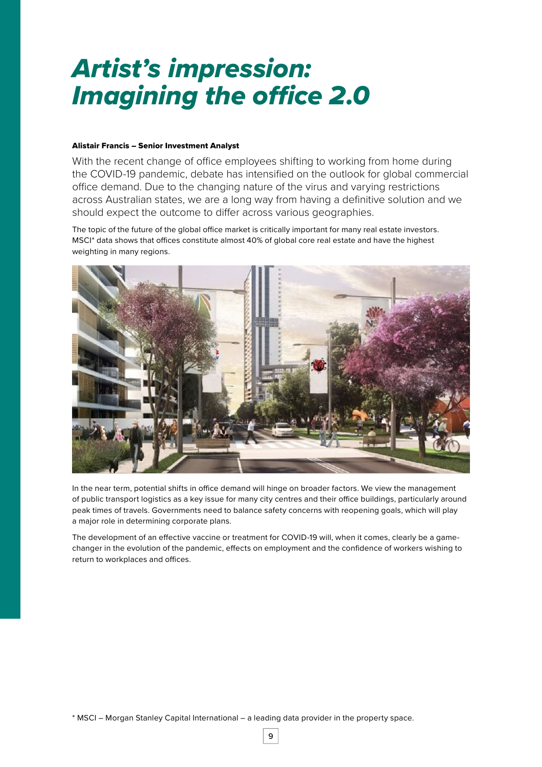# *Artist's impression: Imagining the office 2.0*

**Alistair Francis – Senior Investment Analyst**

With the recent change of office employees shifting to working from home during the COVID-19 pandemic, debate has intensified on the outlook for global commercial office demand. Due to the changing nature of the virus and varying restrictions across Australian states, we are a long way from having a definitive solution and we should expect the outcome to differ across various geographies.

The topic of the future of the global office market is critically important for many real estate investors. MSCI* data shows that offices constitute almost 40% of global core real estate and have the highest weighting in many regions.

In the near term, potential shifts in office demand will hinge on broader factors. We view the management of public transport logistics as a key issue for many city centres and their office buildings, particularly around peak times of travels. Governments need to balance safety concerns with reopening goals, which will play a major role in determining corporate plans.

The development of an effective vaccine or treatment for COVID-19 will, when it comes, clearly be a game-changer in the evolution of the pandemic, effects on employment and the confidence of workers wishing to return to workplaces and offices.

* MSCI – Morgan Stanley Capital International – a leading data provider in the property space.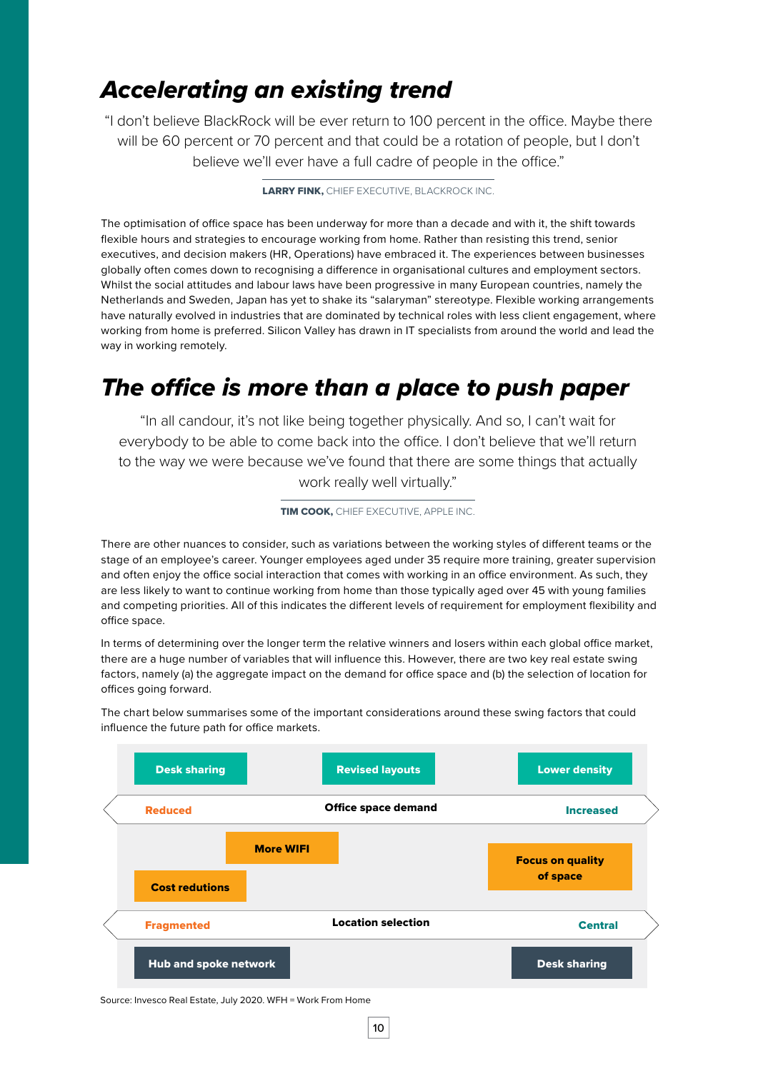## *Accelerating an existing trend*

"I don't believe BlackRock will be ever return to 100 percent in the office. Maybe there will be 60 percent or 70 percent and that could be a rotation of people, but I don't believe we'll ever have a full cadre of people in the office."

**LARRY FINK,** CHIEF EXECUTIVE, BLACKROCK INC.

The optimisation of office space has been underway for more than a decade and with it, the shift towards flexible hours and strategies to encourage working from home. Rather than resisting this trend, senior executives, and decision makers (HR, Operations) have embraced it. The experiences between businesses globally often comes down to recognising a difference in organisational cultures and employment sectors. Whilst the social attitudes and labour laws have been progressive in many European countries, namely the Netherlands and Sweden, Japan has yet to shake its "salaryman" stereotype. Flexible working arrangements have naturally evolved in industries that are dominated by technical roles with less client engagement, where working from home is preferred. Silicon Valley has drawn in IT specialists from around the world and lead the way in working remotely.

## *The office is more than a place to push paper*

"In all candour, it's not like being together physically. And so, I can't wait for everybody to be able to come back into the office. I don't believe that we'll return to the way we were because we've found that there are some things that actually work really well virtually."

**TIM COOK,** CHIEF EXECUTIVE, APPLE INC.

There are other nuances to consider, such as variations between the working styles of different teams or the stage of an employee's career. Younger employees aged under 35 require more training, greater supervision and often enjoy the office social interaction that comes with working in an office environment. As such, they are less likely to want to continue working from home than those typically aged over 45 with young families and competing priorities. All of this indicates the different levels of requirement for employment flexibility and office space.

In terms of determining over the longer term the relative winners and losers within each global office market, there are a huge number of variables that will influence this. However, there are two key real estate swing factors, namely (a) the aggregate impact on the demand for office space and (b) the selection of location for offices going forward.

The chart below summarises some of the important considerations around these swing factors that could influence the future path for office markets.

| | | |
|---|---|---|
| Desk sharing | Revised layouts | Lower density |
| **Reduced** ← | **Office space demand** | → **Increased** |
| More WIFI / Cost redutions | | Focus on quality of space |
| **Fragmented** ← | **Location selection** | → **Central** |
| Hub and spoke network | | Desk sharing |

Source: Invesco Real Estate, July 2020. WFH = Work From Home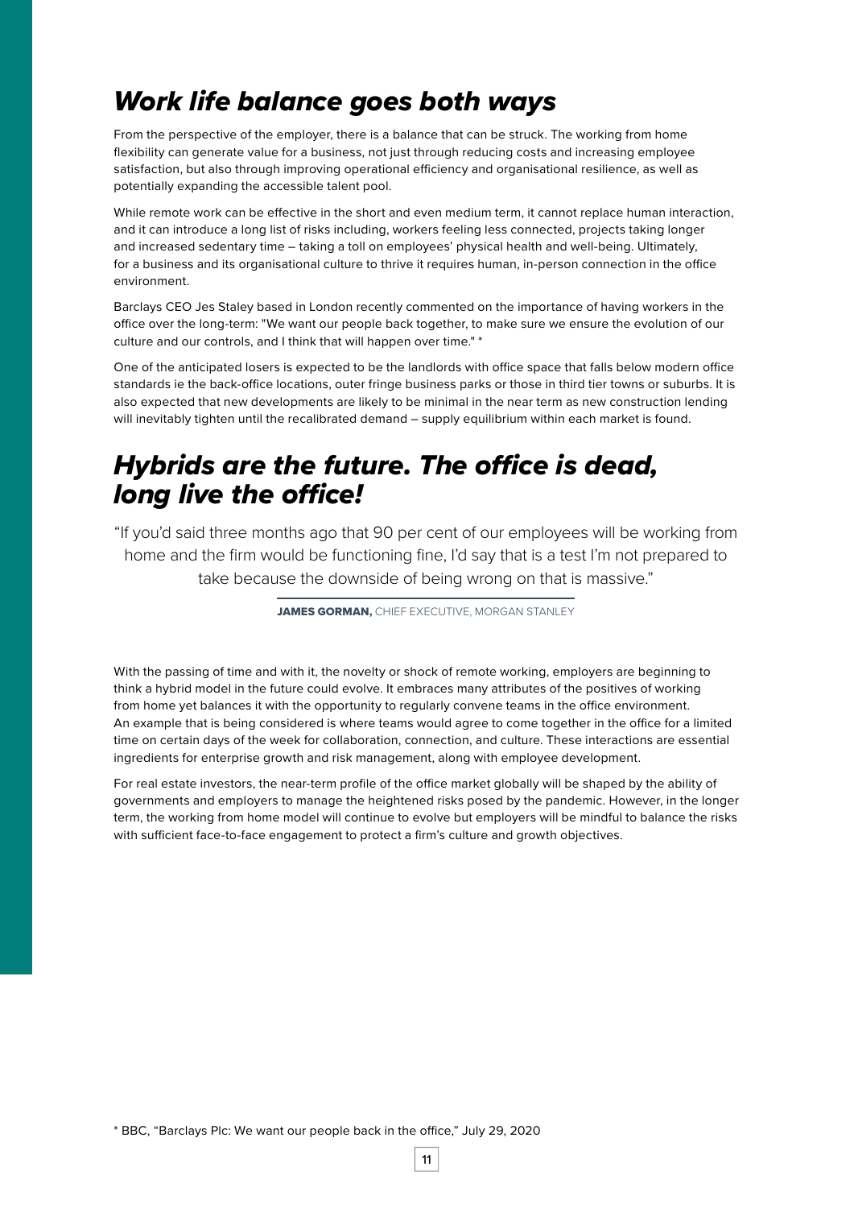## *Work life balance goes both ways*

From the perspective of the employer, there is a balance that can be struck. The working from home flexibility can generate value for a business, not just through reducing costs and increasing employee satisfaction, but also through improving operational efficiency and organisational resilience, as well as potentially expanding the accessible talent pool.

While remote work can be effective in the short and even medium term, it cannot replace human interaction, and it can introduce a long list of risks including, workers feeling less connected, projects taking longer and increased sedentary time – taking a toll on employees' physical health and well-being. Ultimately, for a business and its organisational culture to thrive it requires human, in-person connection in the office environment.

Barclays CEO Jes Staley based in London recently commented on the importance of having workers in the office over the long-term: "We want our people back together, to make sure we ensure the evolution of our culture and our controls, and I think that will happen over time." *

One of the anticipated losers is expected to be the landlords with office space that falls below modern office standards ie the back-office locations, outer fringe business parks or those in third tier towns or suburbs. It is also expected that new developments are likely to be minimal in the near term as new construction lending will inevitably tighten until the recalibrated demand – supply equilibrium within each market is found.

## *Hybrids are the future. The office is dead, long live the office!*

> "If you'd said three months ago that 90 per cent of our employees will be working from home and the firm would be functioning fine, I'd say that is a test I'm not prepared to take because the downside of being wrong on that is massive."
>
> **JAMES GORMAN,** CHIEF EXECUTIVE, MORGAN STANLEY

With the passing of time and with it, the novelty or shock of remote working, employers are beginning to think a hybrid model in the future could evolve. It embraces many attributes of the positives of working from home yet balances it with the opportunity to regularly convene teams in the office environment. An example that is being considered is where teams would agree to come together in the office for a limited time on certain days of the week for collaboration, connection, and culture. These interactions are essential ingredients for enterprise growth and risk management, along with employee development.

For real estate investors, the near-term profile of the office market globally will be shaped by the ability of governments and employers to manage the heightened risks posed by the pandemic. However, in the longer term, the working from home model will continue to evolve but employers will be mindful to balance the risks with sufficient face-to-face engagement to protect a firm's culture and growth objectives.

* BBC, "Barclays Plc: We want our people back in the office," July 29, 2020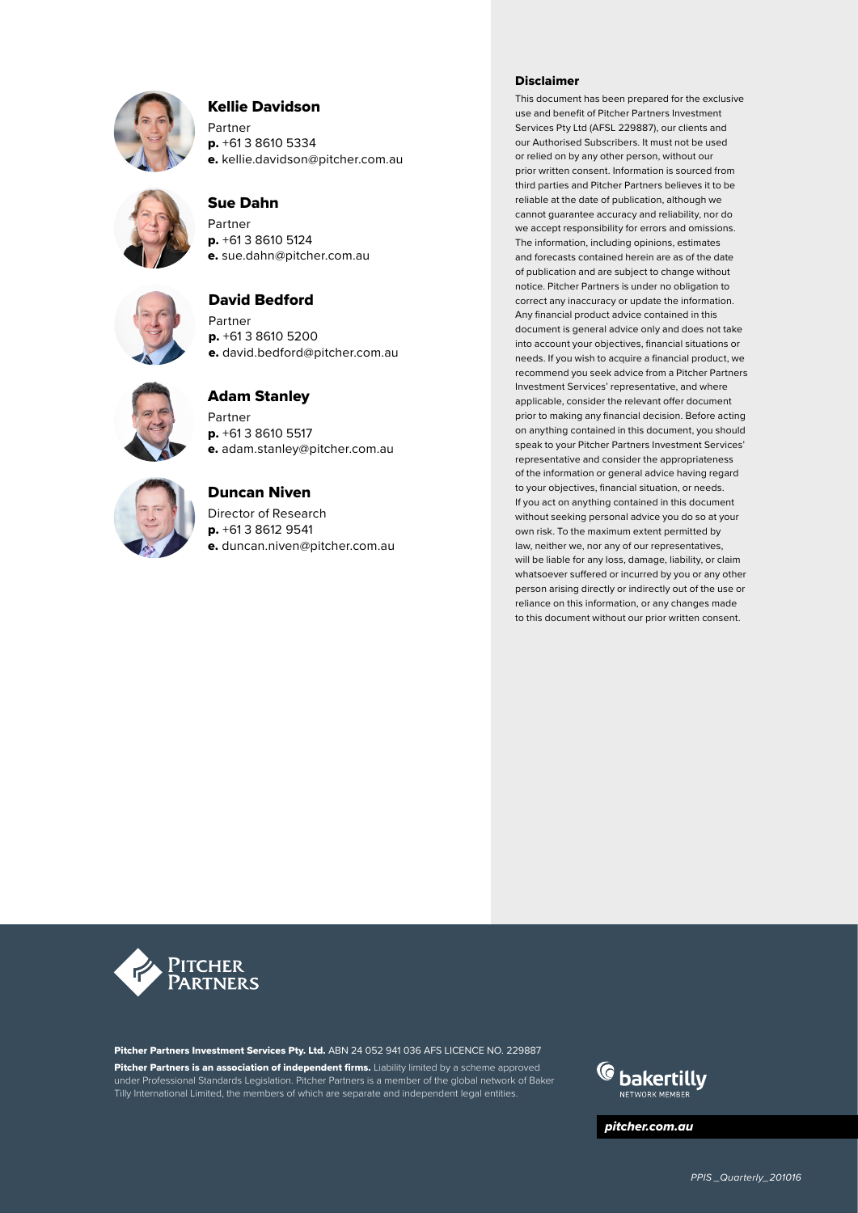### Kellie Davidson

Partner
**p.** +61 3 8610 5334
**e.** kellie.davidson@pitcher.com.au

### Sue Dahn

Partner
**p.** +61 3 8610 5124
**e.** sue.dahn@pitcher.com.au

### David Bedford

Partner
**p.** +61 3 8610 5200
**e.** david.bedford@pitcher.com.au

### Adam Stanley

Partner
**p.** +61 3 8610 5517
**e.** adam.stanley@pitcher.com.au

### Duncan Niven

Director of Research
**p.** +61 3 8612 9541
**e.** duncan.niven@pitcher.com.au

#### Disclaimer

This document has been prepared for the exclusive use and benefit of Pitcher Partners Investment Services Pty Ltd (AFSL 229887), our clients and our Authorised Subscribers. It must not be used or relied on by any other person, without our prior written consent. Information is sourced from third parties and Pitcher Partners believes it to be reliable at the date of publication, although we cannot guarantee accuracy and reliability, nor do we accept responsibility for errors and omissions. The information, including opinions, estimates and forecasts contained herein are as of the date of publication and are subject to change without notice. Pitcher Partners is under no obligation to correct any inaccuracy or update the information. Any financial product advice contained in this document is general advice only and does not take into account your objectives, financial situations or needs. If you wish to acquire a financial product, we recommend you seek advice from a Pitcher Partners Investment Services' representative, and where applicable, consider the relevant offer document prior to making any financial decision. Before acting on anything contained in this document, you should speak to your Pitcher Partners Investment Services' representative and consider the appropriateness of the information or general advice having regard to your objectives, financial situation, or needs. If you act on anything contained in this document without seeking personal advice you do so at your own risk. To the maximum extent permitted by law, neither we, nor any of our representatives, will be liable for any loss, damage, liability, or claim whatsoever suffered or incurred by you or any other person arising directly or indirectly out of the use or reliance on this information, or any changes made to this document without our prior written consent.

PITCHER PARTNERS

**Pitcher Partners Investment Services Pty. Ltd.** ABN 24 052 941 036 AFS LICENCE NO. 229887

**Pitcher Partners is an association of independent firms.** Liability limited by a scheme approved under Professional Standards Legislation. Pitcher Partners is a member of the global network of Baker Tilly International Limited, the members of which are separate and independent legal entities.

bakertilly NETWORK MEMBER

*pitcher.com.au*

*PPIS _Quarterly_201016*